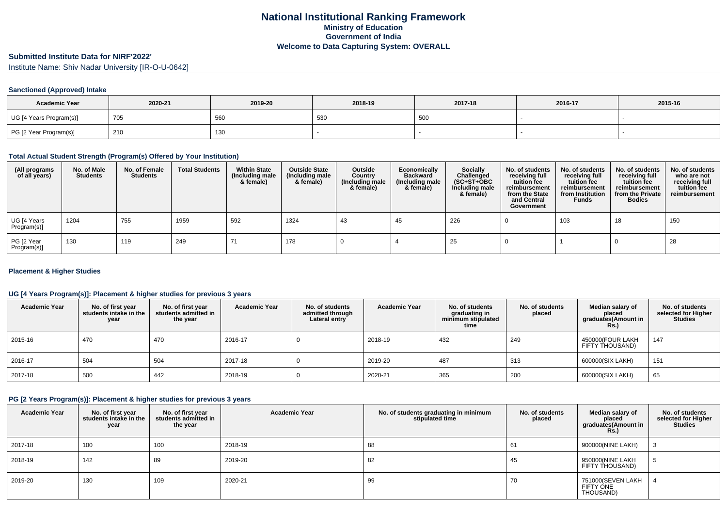# National Institutional Ranking Framework
## Ministry of Education
## Government of India
## Welcome to Data Capturing System: OVERALL

### Submitted Institute Data for NIRF'2022'

Institute Name: Shiv Nadar University [IR-O-U-0642]

#### Sanctioned (Approved) Intake

| Academic Year | 2020-21 | 2019-20 | 2018-19 | 2017-18 | 2016-17 | 2015-16 |
|---|---|---|---|---|---|---|
| UG [4 Years Program(s)] | 705 | 560 | 530 | 500 | - | - |
| PG [2 Year Program(s)] | 210 | 130 | - | - | - | - |

#### Total Actual Student Strength (Program(s) Offered by Your Institution)

| (All programs of all years) | No. of Male Students | No. of Female Students | Total Students | Within State (Including male & female) | Outside State (Including male & female) | Outside Country (Including male & female) | Economically Backward (Including male & female) | Socially Challenged (SC+ST+OBC Including male & female) | No. of students receiving full tuition fee reimbursement from the State and Central Government | No. of students receiving full tuition fee reimbursement from Institution Funds | No. of students receiving full tuition fee reimbursement from the Private Bodies | No. of students who are not receiving full tuition fee reimbursement |
|---|---|---|---|---|---|---|---|---|---|---|---|---|
| UG [4 Years Program(s)] | 1204 | 755 | 1959 | 592 | 1324 | 43 | 45 | 226 | 0 | 103 | 18 | 150 |
| PG [2 Year Program(s)] | 130 | 119 | 249 | 71 | 178 | 0 | 4 | 25 | 0 | 1 | 0 | 28 |

#### Placement & Higher Studies

#### UG [4 Years Program(s)]: Placement & higher studies for previous 3 years

| Academic Year | No. of first year students intake in the year | No. of first year students admitted in the year | Academic Year | No. of students admitted through Lateral entry | Academic Year | No. of students graduating in minimum stipulated time | No. of students placed | Median salary of placed graduates(Amount in Rs.) | No. of students selected for Higher Studies |
|---|---|---|---|---|---|---|---|---|---|
| 2015-16 | 470 | 470 | 2016-17 | 0 | 2018-19 | 432 | 249 | 450000(FOUR LAKH FIFTY THOUSAND) | 147 |
| 2016-17 | 504 | 504 | 2017-18 | 0 | 2019-20 | 487 | 313 | 600000(SIX LAKH) | 151 |
| 2017-18 | 500 | 442 | 2018-19 | 0 | 2020-21 | 365 | 200 | 600000(SIX LAKH) | 65 |

#### PG [2 Years Program(s)]: Placement & higher studies for previous 3 years

| Academic Year | No. of first year students intake in the year | No. of first year students admitted in the year | Academic Year | No. of students graduating in minimum stipulated time | No. of students placed | Median salary of placed graduates(Amount in Rs.) | No. of students selected for Higher Studies |
|---|---|---|---|---|---|---|---|
| 2017-18 | 100 | 100 | 2018-19 | 88 | 61 | 900000(NINE LAKH) | 3 |
| 2018-19 | 142 | 89 | 2019-20 | 82 | 45 | 950000(NINE LAKH FIFTY THOUSAND) | 5 |
| 2019-20 | 130 | 109 | 2020-21 | 99 | 70 | 751000(SEVEN LAKH FIFTY ONE THOUSAND) | 4 |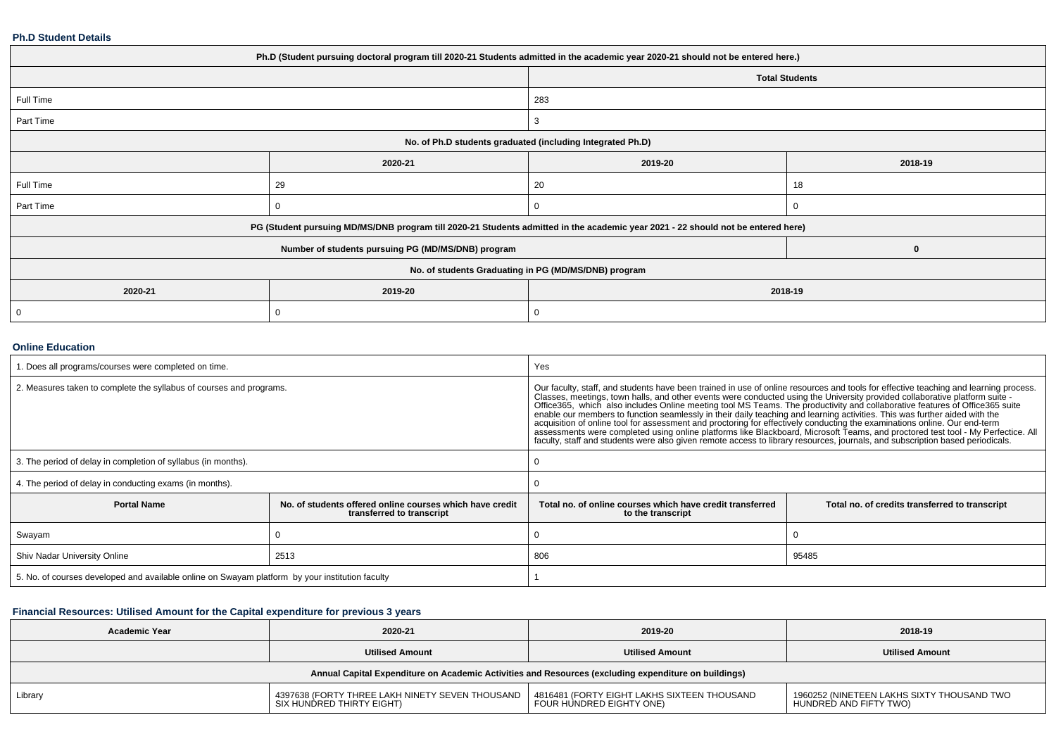### Ph.D Student Details

| Ph.D (Student pursuing doctoral program till 2020-21 Students admitted in the academic year 2020-21 should not be entered here.) | | | |
|---|---|---|---|
| | | Total Students | |
| Full Time | | 283 | |
| Part Time | | 3 | |
| No. of Ph.D students graduated (including Integrated Ph.D) | | | |
| | 2020-21 | 2019-20 | 2018-19 |
| Full Time | 29 | 20 | 18 |
| Part Time | 0 | 0 | 0 |
| PG (Student pursuing MD/MS/DNB program till 2020-21 Students admitted in the academic year 2021 - 22 should not be entered here) | | | |
| Number of students pursuing PG (MD/MS/DNB) program | | | 0 |
| No. of students Graduating in PG (MD/MS/DNB) program | | | |
| 2020-21 | 2019-20 | 2018-19 | |
| 0 | 0 | 0 | |

### Online Education

| 1. Does all programs/courses were completed on time. | | Yes | |
|---|---|---|---|
| 2. Measures taken to complete the syllabus of courses and programs. | | Our faculty, staff, and students have been trained in use of online resources and tools for effective teaching and learning process. Classes, meetings, town halls, and other events were conducted using the University provided collaborative platform suite - Office365, which also includes Online meeting tool MS Teams. The productivity and collaborative features of Office365 suite enable our members to function seamlessly in their daily teaching and learning activities. This was further aided with the acquisition of online tool for assessment and proctoring for effectively conducting the examinations online. Our end-term assessments were completed using online platforms like Blackboard, Microsoft Teams, and proctored test tool - My Perfectice. All faculty, staff and students were also given remote access to library resources, journals, and subscription based periodicals. | |
| 3. The period of delay in completion of syllabus (in months). | | 0 | |
| 4. The period of delay in conducting exams (in months). | | 0 | |
| **Portal Name** | **No. of students offered online courses which have credit transferred to transcript** | **Total no. of online courses which have credit transferred to the transcript** | **Total no. of credits transferred to transcript** |
| Swayam | 0 | 0 | 0 |
| Shiv Nadar University Online | 2513 | 806 | 95485 |
| 5. No. of courses developed and available online on Swayam platform by your institution faculty | | 1 | |

### Financial Resources: Utilised Amount for the Capital expenditure for previous 3 years

| Academic Year | 2020-21 | 2019-20 | 2018-19 |
|---|---|---|---|
| | Utilised Amount | Utilised Amount | Utilised Amount |
| Annual Capital Expenditure on Academic Activities and Resources (excluding expenditure on buildings) | | | |
| Library | 4397638 (FORTY THREE LAKH NINETY SEVEN THOUSAND SIX HUNDRED THIRTY EIGHT) | 4816481 (FORTY EIGHT LAKHS SIXTEEN THOUSAND FOUR HUNDRED EIGHTY ONE) | 1960252 (NINETEEN LAKHS SIXTY THOUSAND TWO HUNDRED AND FIFTY TWO) |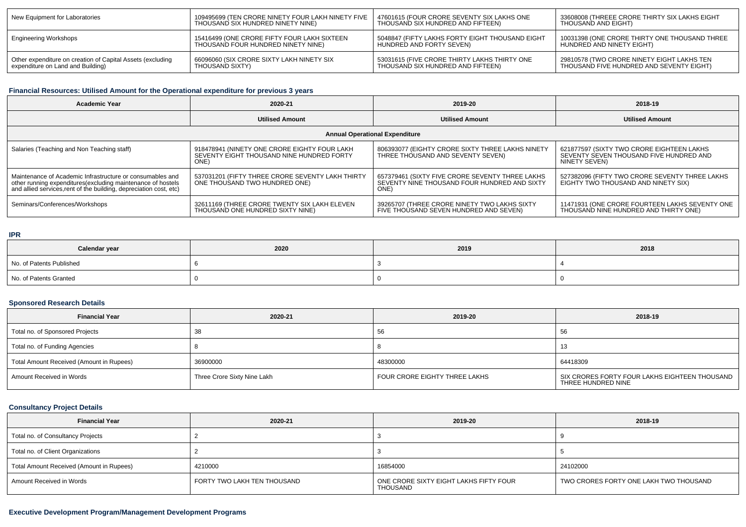| New Equipment for Laboratories | 109495699 (TEN CRORE NINETY FOUR LAKH NINETY FIVE THOUSAND SIX HUNDRED NINETY NINE) | 47601615 (FOUR CRORE SEVENTY SIX LAKHS ONE THOUSAND SIX HUNDRED AND FIFTEEN) | 33608008 (THREEE CRORE THIRTY SIX LAKHS EIGHT THOUSAND AND EIGHT) |
|---|---|---|---|
| Engineering Workshops | 15416499 (ONE CRORE FIFTY FOUR LAKH SIXTEEN THOUSAND FOUR HUNDRED NINETY NINE) | 5048847 (FIFTY LAKHS FORTY EIGHT THOUSAND EIGHT HUNDRED AND FORTY SEVEN) | 10031398 (ONE CRORE THIRTY ONE THOUSAND THREE HUNDRED AND NINETY EIGHT) |
| Other expenditure on creation of Capital Assets (excluding expenditure on Land and Building) | 66096060 (SIX CRORE SIXTY LAKH NINETY SIX THOUSAND SIXTY) | 53031615 (FIVE CRORE THIRTY LAKHS THIRTY ONE THOUSAND SIX HUNDRED AND FIFTEEN) | 29810578 (TWO CRORE NINETY EIGHT LAKHS TEN THOUSAND FIVE HUNDRED AND SEVENTY EIGHT) |

### Financial Resources: Utilised Amount for the Operational expenditure for previous 3 years

| Academic Year | 2020-21 | 2019-20 | 2018-19 |
|---|---|---|---|
| | Utilised Amount | Utilised Amount | Utilised Amount |
| Annual Operational Expenditure | | | |
| Salaries (Teaching and Non Teaching staff) | 918478941 (NINETY ONE CRORE EIGHTY FOUR LAKH SEVENTY EIGHT THOUSAND NINE HUNDRED FORTY ONE) | 806393077 (EIGHTY CRORE SIXTY THREE LAKHS NINETY THREE THOUSAND AND SEVENTY SEVEN) | 621877597 (SIXTY TWO CRORE EIGHTEEN LAKHS SEVENTY SEVEN THOUSAND FIVE HUNDRED AND NINETY SEVEN) |
| Maintenance of Academic Infrastructure or consumables and other running expenditures(excluding maintenance of hostels and allied services,rent of the building, depreciation cost, etc) | 537031201 (FIFTY THREE CRORE SEVENTY LAKH THIRTY ONE THOUSAND TWO HUNDRED ONE) | 657379461 (SIXTY FIVE CRORE SEVENTY THREE LAKHS SEVENTY NINE THOUSAND FOUR HUNDRED AND SIXTY ONE) | 527382096 (FIFTY TWO CRORE SEVENTY THREE LAKHS EIGHTY TWO THOUSAND AND NINETY SIX) |
| Seminars/Conferences/Workshops | 32611169 (THREE CRORE TWENTY SIX LAKH ELEVEN THOUSAND ONE HUNDRED SIXTY NINE) | 39265707 (THREE CRORE NINETY TWO LAKHS SIXTY FIVE THOUSAND SEVEN HUNDRED AND SEVEN) | 11471931 (ONE CRORE FOURTEEN LAKHS SEVENTY ONE THOUSAND NINE HUNDRED AND THIRTY ONE) |

### IPR

| Calendar year | 2020 | 2019 | 2018 |
|---|---|---|---|
| No. of Patents Published | 6 | 3 | 4 |
| No. of Patents Granted | 0 | 0 | 0 |

### Sponsored Research Details

| Financial Year | 2020-21 | 2019-20 | 2018-19 |
|---|---|---|---|
| Total no. of Sponsored Projects | 38 | 56 | 56 |
| Total no. of Funding Agencies | 8 | 8 | 13 |
| Total Amount Received (Amount in Rupees) | 36900000 | 48300000 | 64418309 |
| Amount Received in Words | Three Crore Sixty Nine Lakh | FOUR CRORE EIGHTY THREE LAKHS | SIX CRORES FORTY FOUR LAKHS EIGHTEEN THOUSAND THREE HUNDRED NINE |

### Consultancy Project Details

| Financial Year | 2020-21 | 2019-20 | 2018-19 |
|---|---|---|---|
| Total no. of Consultancy Projects | 2 | 3 | 9 |
| Total no. of Client Organizations | 2 | 3 | 5 |
| Total Amount Received (Amount in Rupees) | 4210000 | 16854000 | 24102000 |
| Amount Received in Words | FORTY TWO LAKH TEN THOUSAND | ONE CRORE SIXTY EIGHT LAKHS FIFTY FOUR THOUSAND | TWO CRORES FORTY ONE LAKH TWO THOUSAND |

### Executive Development Program/Management Development Programs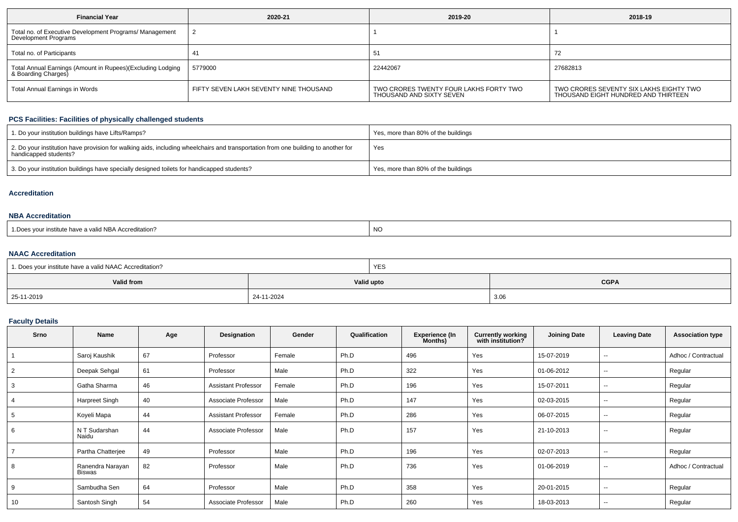| Financial Year | 2020-21 | 2019-20 | 2018-19 |
|---|---|---|---|
| Total no. of Executive Development Programs/ Management Development Programs | 2 | 1 | 1 |
| Total no. of Participants | 41 | 51 | 72 |
| Total Annual Earnings (Amount in Rupees)(Excluding Lodging & Boarding Charges) | 5779000 | 22442067 | 27682813 |
| Total Annual Earnings in Words | FIFTY SEVEN LAKH SEVENTY NINE THOUSAND | TWO CRORES TWENTY FOUR LAKHS FORTY TWO THOUSAND AND SIXTY SEVEN | TWO CRORES SEVENTY SIX LAKHS EIGHTY TWO THOUSAND EIGHT HUNDRED AND THIRTEEN |

## PCS Facilities: Facilities of physically challenged students

| | |
|---|---|
| 1. Do your institution buildings have Lifts/Ramps? | Yes, more than 80% of the buildings |
| 2. Do your institution have provision for walking aids, including wheelchairs and transportation from one building to another for handicapped students? | Yes |
| 3. Do your institution buildings have specially designed toilets for handicapped students? | Yes, more than 80% of the buildings |

## Accreditation

### NBA Accreditation

| | |
|---|---|
| 1.Does your institute have a valid NBA Accreditation? | NO |

### NAAC Accreditation

| | | |
|---|---|---|
| 1. Does your institute have a valid NAAC Accreditation? | YES | |
| **Valid from** | **Valid upto** | **CGPA** |
| 25-11-2019 | 24-11-2024 | 3.06 |

## Faculty Details

| Srno | Name | Age | Designation | Gender | Qualification | Experience (In Months) | Currently working with institution? | Joining Date | Leaving Date | Association type |
|---|---|---|---|---|---|---|---|---|---|---|
| 1 | Saroj Kaushik | 67 | Professor | Female | Ph.D | 496 | Yes | 15-07-2019 | -- | Adhoc / Contractual |
| 2 | Deepak Sehgal | 61 | Professor | Male | Ph.D | 322 | Yes | 01-06-2012 | -- | Regular |
| 3 | Gatha Sharma | 46 | Assistant Professor | Female | Ph.D | 196 | Yes | 15-07-2011 | -- | Regular |
| 4 | Harpreet Singh | 40 | Associate Professor | Male | Ph.D | 147 | Yes | 02-03-2015 | -- | Regular |
| 5 | Koyeli Mapa | 44 | Assistant Professor | Female | Ph.D | 286 | Yes | 06-07-2015 | -- | Regular |
| 6 | N T Sudarshan Naidu | 44 | Associate Professor | Male | Ph.D | 157 | Yes | 21-10-2013 | -- | Regular |
| 7 | Partha Chatterjee | 49 | Professor | Male | Ph.D | 196 | Yes | 02-07-2013 | -- | Regular |
| 8 | Ranendra Narayan Biswas | 82 | Professor | Male | Ph.D | 736 | Yes | 01-06-2019 | -- | Adhoc / Contractual |
| 9 | Sambudha Sen | 64 | Professor | Male | Ph.D | 358 | Yes | 20-01-2015 | -- | Regular |
| 10 | Santosh Singh | 54 | Associate Professor | Male | Ph.D | 260 | Yes | 18-03-2013 | -- | Regular |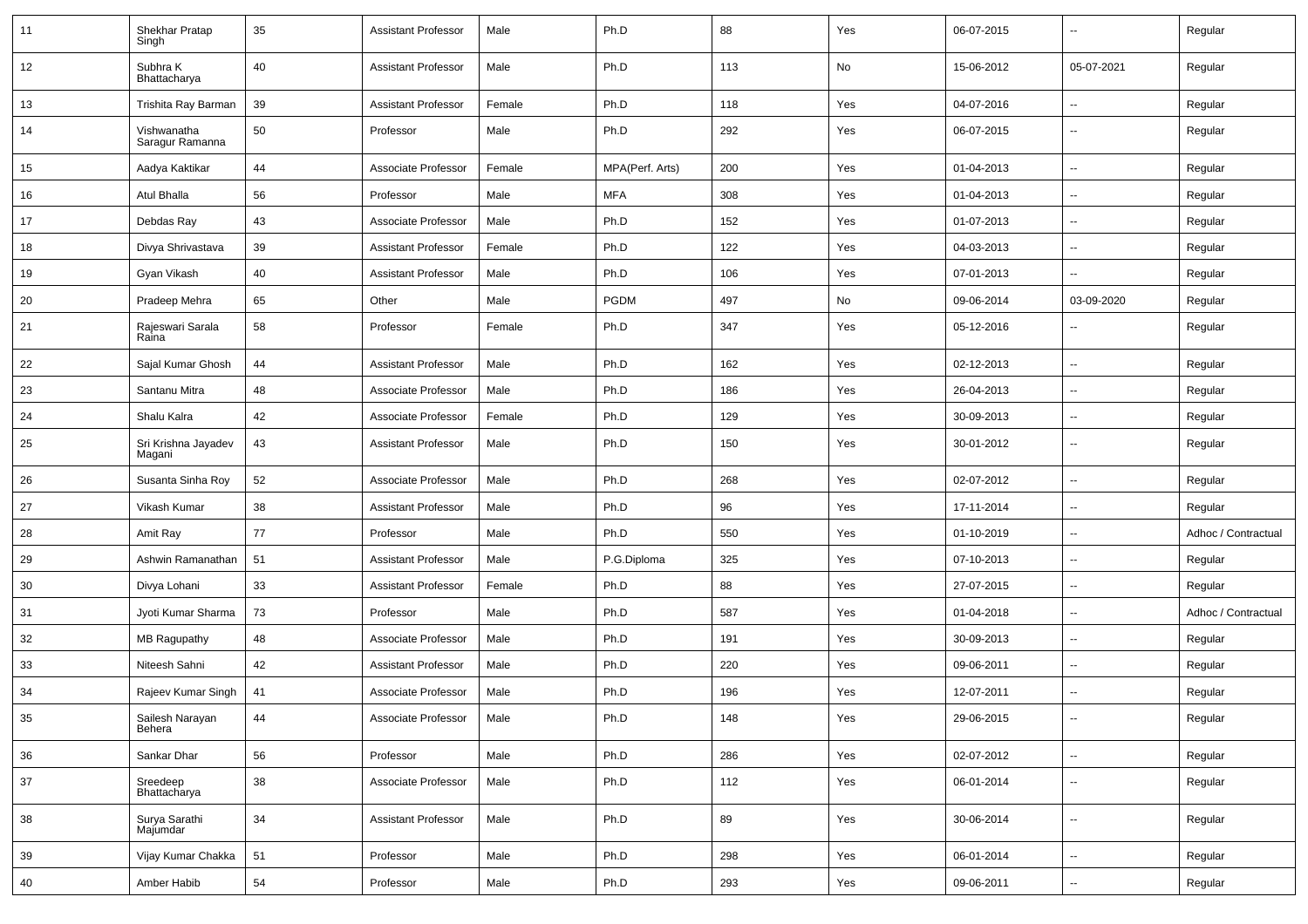| 11 | Shekhar Pratap Singh | 35 | Assistant Professor | Male | Ph.D | 88 | Yes | 06-07-2015 | -- | Regular |
|---|---|---|---|---|---|---|---|---|---|---|
| 12 | Subhra K Bhattacharya | 40 | Assistant Professor | Male | Ph.D | 113 | No | 15-06-2012 | 05-07-2021 | Regular |
| 13 | Trishita Ray Barman | 39 | Assistant Professor | Female | Ph.D | 118 | Yes | 04-07-2016 | -- | Regular |
| 14 | Vishwanatha Saragur Ramanna | 50 | Professor | Male | Ph.D | 292 | Yes | 06-07-2015 | -- | Regular |
| 15 | Aadya Kaktikar | 44 | Associate Professor | Female | MPA(Perf. Arts) | 200 | Yes | 01-04-2013 | -- | Regular |
| 16 | Atul Bhalla | 56 | Professor | Male | MFA | 308 | Yes | 01-04-2013 | -- | Regular |
| 17 | Debdas Ray | 43 | Associate Professor | Male | Ph.D | 152 | Yes | 01-07-2013 | -- | Regular |
| 18 | Divya Shrivastava | 39 | Assistant Professor | Female | Ph.D | 122 | Yes | 04-03-2013 | -- | Regular |
| 19 | Gyan Vikash | 40 | Assistant Professor | Male | Ph.D | 106 | Yes | 07-01-2013 | -- | Regular |
| 20 | Pradeep Mehra | 65 | Other | Male | PGDM | 497 | No | 09-06-2014 | 03-09-2020 | Regular |
| 21 | Rajeswari Sarala Raina | 58 | Professor | Female | Ph.D | 347 | Yes | 05-12-2016 | -- | Regular |
| 22 | Sajal Kumar Ghosh | 44 | Assistant Professor | Male | Ph.D | 162 | Yes | 02-12-2013 | -- | Regular |
| 23 | Santanu Mitra | 48 | Associate Professor | Male | Ph.D | 186 | Yes | 26-04-2013 | -- | Regular |
| 24 | Shalu Kalra | 42 | Associate Professor | Female | Ph.D | 129 | Yes | 30-09-2013 | -- | Regular |
| 25 | Sri Krishna Jayadev Magani | 43 | Assistant Professor | Male | Ph.D | 150 | Yes | 30-01-2012 | -- | Regular |
| 26 | Susanta Sinha Roy | 52 | Associate Professor | Male | Ph.D | 268 | Yes | 02-07-2012 | -- | Regular |
| 27 | Vikash Kumar | 38 | Assistant Professor | Male | Ph.D | 96 | Yes | 17-11-2014 | -- | Regular |
| 28 | Amit Ray | 77 | Professor | Male | Ph.D | 550 | Yes | 01-10-2019 | -- | Adhoc / Contractual |
| 29 | Ashwin Ramanathan | 51 | Assistant Professor | Male | P.G.Diploma | 325 | Yes | 07-10-2013 | -- | Regular |
| 30 | Divya Lohani | 33 | Assistant Professor | Female | Ph.D | 88 | Yes | 27-07-2015 | -- | Regular |
| 31 | Jyoti Kumar Sharma | 73 | Professor | Male | Ph.D | 587 | Yes | 01-04-2018 | -- | Adhoc / Contractual |
| 32 | MB Ragupathy | 48 | Associate Professor | Male | Ph.D | 191 | Yes | 30-09-2013 | -- | Regular |
| 33 | Niteesh Sahni | 42 | Assistant Professor | Male | Ph.D | 220 | Yes | 09-06-2011 | -- | Regular |
| 34 | Rajeev Kumar Singh | 41 | Associate Professor | Male | Ph.D | 196 | Yes | 12-07-2011 | -- | Regular |
| 35 | Sailesh Narayan Behera | 44 | Associate Professor | Male | Ph.D | 148 | Yes | 29-06-2015 | -- | Regular |
| 36 | Sankar Dhar | 56 | Professor | Male | Ph.D | 286 | Yes | 02-07-2012 | -- | Regular |
| 37 | Sreedeep Bhattacharya | 38 | Associate Professor | Male | Ph.D | 112 | Yes | 06-01-2014 | -- | Regular |
| 38 | Surya Sarathi Majumdar | 34 | Assistant Professor | Male | Ph.D | 89 | Yes | 30-06-2014 | -- | Regular |
| 39 | Vijay Kumar Chakka | 51 | Professor | Male | Ph.D | 298 | Yes | 06-01-2014 | -- | Regular |
| 40 | Amber Habib | 54 | Professor | Male | Ph.D | 293 | Yes | 09-06-2011 | -- | Regular |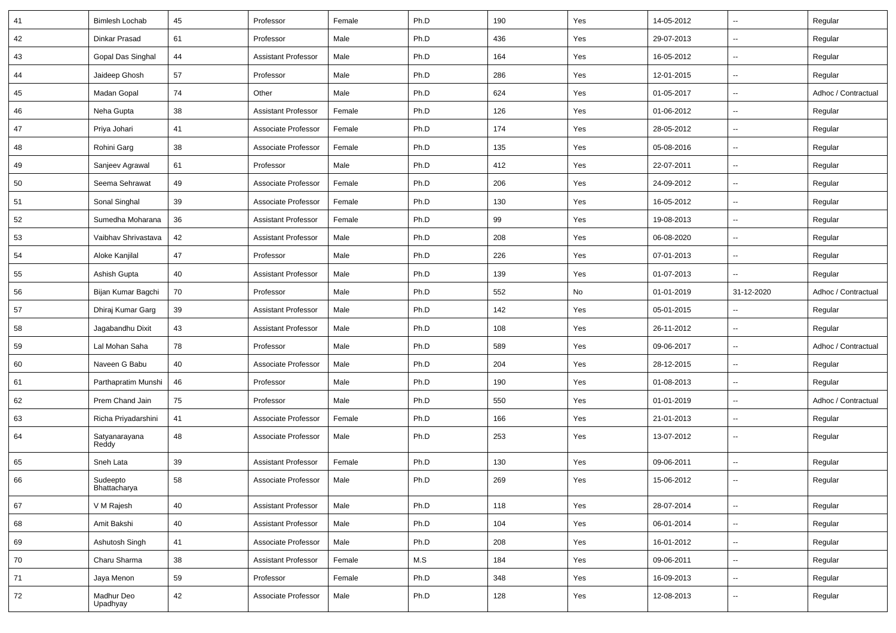| 41 | Bimlesh Lochab | 45 | Professor | Female | Ph.D | 190 | Yes | 14-05-2012 | -- | Regular |
|---|---|---|---|---|---|---|---|---|---|---|
| 42 | Dinkar Prasad | 61 | Professor | Male | Ph.D | 436 | Yes | 29-07-2013 | -- | Regular |
| 43 | Gopal Das Singhal | 44 | Assistant Professor | Male | Ph.D | 164 | Yes | 16-05-2012 | -- | Regular |
| 44 | Jaideep Ghosh | 57 | Professor | Male | Ph.D | 286 | Yes | 12-01-2015 | -- | Regular |
| 45 | Madan Gopal | 74 | Other | Male | Ph.D | 624 | Yes | 01-05-2017 | -- | Adhoc / Contractual |
| 46 | Neha Gupta | 38 | Assistant Professor | Female | Ph.D | 126 | Yes | 01-06-2012 | -- | Regular |
| 47 | Priya Johari | 41 | Associate Professor | Female | Ph.D | 174 | Yes | 28-05-2012 | -- | Regular |
| 48 | Rohini Garg | 38 | Associate Professor | Female | Ph.D | 135 | Yes | 05-08-2016 | -- | Regular |
| 49 | Sanjeev Agrawal | 61 | Professor | Male | Ph.D | 412 | Yes | 22-07-2011 | -- | Regular |
| 50 | Seema Sehrawat | 49 | Associate Professor | Female | Ph.D | 206 | Yes | 24-09-2012 | -- | Regular |
| 51 | Sonal Singhal | 39 | Associate Professor | Female | Ph.D | 130 | Yes | 16-05-2012 | -- | Regular |
| 52 | Sumedha Moharana | 36 | Assistant Professor | Female | Ph.D | 99 | Yes | 19-08-2013 | -- | Regular |
| 53 | Vaibhav Shrivastava | 42 | Assistant Professor | Male | Ph.D | 208 | Yes | 06-08-2020 | -- | Regular |
| 54 | Aloke Kanjilal | 47 | Professor | Male | Ph.D | 226 | Yes | 07-01-2013 | -- | Regular |
| 55 | Ashish Gupta | 40 | Assistant Professor | Male | Ph.D | 139 | Yes | 01-07-2013 | -- | Regular |
| 56 | Bijan Kumar Bagchi | 70 | Professor | Male | Ph.D | 552 | No | 01-01-2019 | 31-12-2020 | Adhoc / Contractual |
| 57 | Dhiraj Kumar Garg | 39 | Assistant Professor | Male | Ph.D | 142 | Yes | 05-01-2015 | -- | Regular |
| 58 | Jagabandhu Dixit | 43 | Assistant Professor | Male | Ph.D | 108 | Yes | 26-11-2012 | -- | Regular |
| 59 | Lal Mohan Saha | 78 | Professor | Male | Ph.D | 589 | Yes | 09-06-2017 | -- | Adhoc / Contractual |
| 60 | Naveen G Babu | 40 | Associate Professor | Male | Ph.D | 204 | Yes | 28-12-2015 | -- | Regular |
| 61 | Parthapratim Munshi | 46 | Professor | Male | Ph.D | 190 | Yes | 01-08-2013 | -- | Regular |
| 62 | Prem Chand Jain | 75 | Professor | Male | Ph.D | 550 | Yes | 01-01-2019 | -- | Adhoc / Contractual |
| 63 | Richa Priyadarshini | 41 | Associate Professor | Female | Ph.D | 166 | Yes | 21-01-2013 | -- | Regular |
| 64 | Satyanarayana Reddy | 48 | Associate Professor | Male | Ph.D | 253 | Yes | 13-07-2012 | -- | Regular |
| 65 | Sneh Lata | 39 | Assistant Professor | Female | Ph.D | 130 | Yes | 09-06-2011 | -- | Regular |
| 66 | Sudeepto Bhattacharya | 58 | Associate Professor | Male | Ph.D | 269 | Yes | 15-06-2012 | -- | Regular |
| 67 | V M Rajesh | 40 | Assistant Professor | Male | Ph.D | 118 | Yes | 28-07-2014 | -- | Regular |
| 68 | Amit Bakshi | 40 | Assistant Professor | Male | Ph.D | 104 | Yes | 06-01-2014 | -- | Regular |
| 69 | Ashutosh Singh | 41 | Associate Professor | Male | Ph.D | 208 | Yes | 16-01-2012 | -- | Regular |
| 70 | Charu Sharma | 38 | Assistant Professor | Female | M.S | 184 | Yes | 09-06-2011 | -- | Regular |
| 71 | Jaya Menon | 59 | Professor | Female | Ph.D | 348 | Yes | 16-09-2013 | -- | Regular |
| 72 | Madhur Deo Upadhyay | 42 | Associate Professor | Male | Ph.D | 128 | Yes | 12-08-2013 | -- | Regular |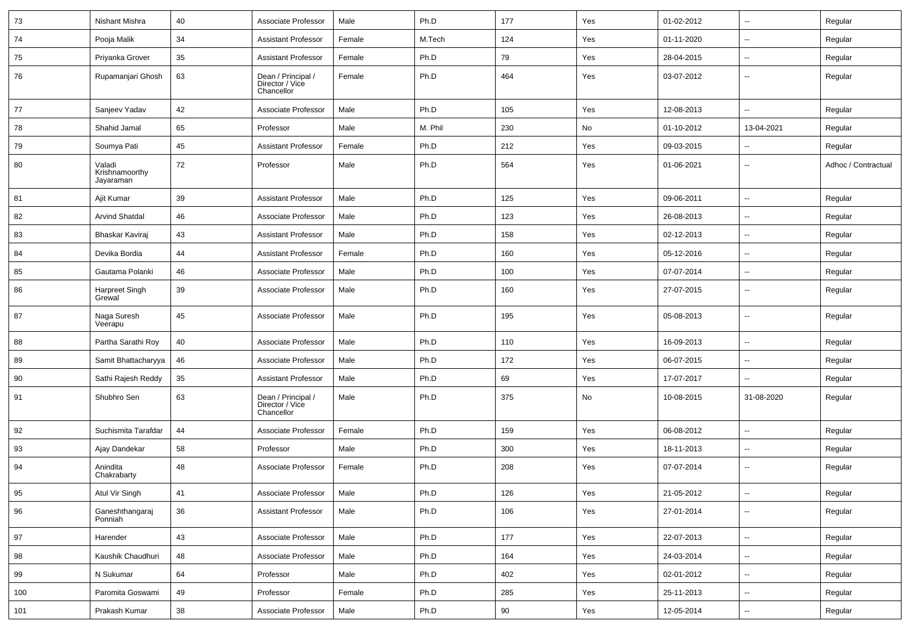| 73 | Nishant Mishra | 40 | Associate Professor | Male | Ph.D | 177 | Yes | 01-02-2012 | -- | Regular |
|---|---|---|---|---|---|---|---|---|---|---|
| 74 | Pooja Malik | 34 | Assistant Professor | Female | M.Tech | 124 | Yes | 01-11-2020 | -- | Regular |
| 75 | Priyanka Grover | 35 | Assistant Professor | Female | Ph.D | 79 | Yes | 28-04-2015 | -- | Regular |
| 76 | Rupamanjari Ghosh | 63 | Dean / Principal / Director / Vice Chancellor | Female | Ph.D | 464 | Yes | 03-07-2012 | -- | Regular |
| 77 | Sanjeev Yadav | 42 | Associate Professor | Male | Ph.D | 105 | Yes | 12-08-2013 | -- | Regular |
| 78 | Shahid Jamal | 65 | Professor | Male | M. Phil | 230 | No | 01-10-2012 | 13-04-2021 | Regular |
| 79 | Soumya Pati | 45 | Assistant Professor | Female | Ph.D | 212 | Yes | 09-03-2015 | -- | Regular |
| 80 | Valadi Krishnamoorthy Jayaraman | 72 | Professor | Male | Ph.D | 564 | Yes | 01-06-2021 | -- | Adhoc / Contractual |
| 81 | Ajit Kumar | 39 | Assistant Professor | Male | Ph.D | 125 | Yes | 09-06-2011 | -- | Regular |
| 82 | Arvind Shatdal | 46 | Associate Professor | Male | Ph.D | 123 | Yes | 26-08-2013 | -- | Regular |
| 83 | Bhaskar Kaviraj | 43 | Assistant Professor | Male | Ph.D | 158 | Yes | 02-12-2013 | -- | Regular |
| 84 | Devika Bordia | 44 | Assistant Professor | Female | Ph.D | 160 | Yes | 05-12-2016 | -- | Regular |
| 85 | Gautama Polanki | 46 | Associate Professor | Male | Ph.D | 100 | Yes | 07-07-2014 | -- | Regular |
| 86 | Harpreet Singh Grewal | 39 | Associate Professor | Male | Ph.D | 160 | Yes | 27-07-2015 | -- | Regular |
| 87 | Naga Suresh Veerapu | 45 | Associate Professor | Male | Ph.D | 195 | Yes | 05-08-2013 | -- | Regular |
| 88 | Partha Sarathi Roy | 40 | Associate Professor | Male | Ph.D | 110 | Yes | 16-09-2013 | -- | Regular |
| 89 | Samit Bhattacharyya | 46 | Associate Professor | Male | Ph.D | 172 | Yes | 06-07-2015 | -- | Regular |
| 90 | Sathi Rajesh Reddy | 35 | Assistant Professor | Male | Ph.D | 69 | Yes | 17-07-2017 | -- | Regular |
| 91 | Shubhro Sen | 63 | Dean / Principal / Director / Vice Chancellor | Male | Ph.D | 375 | No | 10-08-2015 | 31-08-2020 | Regular |
| 92 | Suchismita Tarafdar | 44 | Associate Professor | Female | Ph.D | 159 | Yes | 06-08-2012 | -- | Regular |
| 93 | Ajay Dandekar | 58 | Professor | Male | Ph.D | 300 | Yes | 18-11-2013 | -- | Regular |
| 94 | Anindita Chakrabarty | 48 | Associate Professor | Female | Ph.D | 208 | Yes | 07-07-2014 | -- | Regular |
| 95 | Atul Vir Singh | 41 | Associate Professor | Male | Ph.D | 126 | Yes | 21-05-2012 | -- | Regular |
| 96 | Ganeshthangaraj Ponniah | 36 | Assistant Professor | Male | Ph.D | 106 | Yes | 27-01-2014 | -- | Regular |
| 97 | Harender | 43 | Associate Professor | Male | Ph.D | 177 | Yes | 22-07-2013 | -- | Regular |
| 98 | Kaushik Chaudhuri | 48 | Associate Professor | Male | Ph.D | 164 | Yes | 24-03-2014 | -- | Regular |
| 99 | N Sukumar | 64 | Professor | Male | Ph.D | 402 | Yes | 02-01-2012 | -- | Regular |
| 100 | Paromita Goswami | 49 | Professor | Female | Ph.D | 285 | Yes | 25-11-2013 | -- | Regular |
| 101 | Prakash Kumar | 38 | Associate Professor | Male | Ph.D | 90 | Yes | 12-05-2014 | -- | Regular |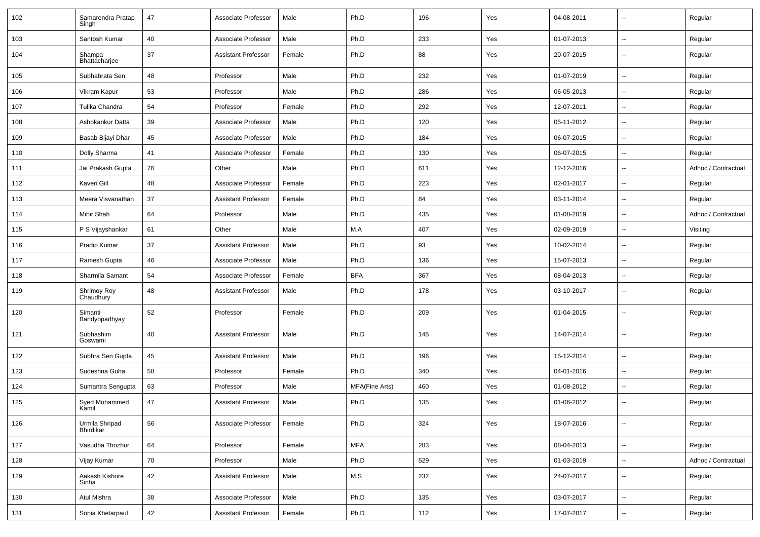| 102 | Samarendra Pratap Singh | 47 | Associate Professor | Male | Ph.D | 196 | Yes | 04-08-2011 | -- | Regular |
|---|---|---|---|---|---|---|---|---|---|---|
| 103 | Santosh Kumar | 40 | Associate Professor | Male | Ph.D | 233 | Yes | 01-07-2013 | -- | Regular |
| 104 | Shampa Bhattacharjee | 37 | Assistant Professor | Female | Ph.D | 88 | Yes | 20-07-2015 | -- | Regular |
| 105 | Subhabrata Sen | 48 | Professor | Male | Ph.D | 232 | Yes | 01-07-2019 | -- | Regular |
| 106 | Vikram Kapur | 53 | Professor | Male | Ph.D | 286 | Yes | 06-05-2013 | -- | Regular |
| 107 | Tulika Chandra | 54 | Professor | Female | Ph.D | 292 | Yes | 12-07-2011 | -- | Regular |
| 108 | Ashokankur Datta | 39 | Associate Professor | Male | Ph.D | 120 | Yes | 05-11-2012 | -- | Regular |
| 109 | Basab Bijayi Dhar | 45 | Associate Professor | Male | Ph.D | 184 | Yes | 06-07-2015 | -- | Regular |
| 110 | Dolly Sharma | 41 | Associate Professor | Female | Ph.D | 130 | Yes | 06-07-2015 | -- | Regular |
| 111 | Jai Prakash Gupta | 76 | Other | Male | Ph.D | 611 | Yes | 12-12-2016 | -- | Adhoc / Contractual |
| 112 | Kaveri Gill | 48 | Associate Professor | Female | Ph.D | 223 | Yes | 02-01-2017 | -- | Regular |
| 113 | Meera Visvanathan | 37 | Assistant Professor | Female | Ph.D | 84 | Yes | 03-11-2014 | -- | Regular |
| 114 | Mihir Shah | 64 | Professor | Male | Ph.D | 435 | Yes | 01-08-2019 | -- | Adhoc / Contractual |
| 115 | P S Vijayshankar | 61 | Other | Male | M.A | 407 | Yes | 02-09-2019 | -- | Visiting |
| 116 | Pradip Kumar | 37 | Assistant Professor | Male | Ph.D | 93 | Yes | 10-02-2014 | -- | Regular |
| 117 | Ramesh Gupta | 46 | Associate Professor | Male | Ph.D | 136 | Yes | 15-07-2013 | -- | Regular |
| 118 | Sharmila Samant | 54 | Associate Professor | Female | BFA | 367 | Yes | 08-04-2013 | -- | Regular |
| 119 | Shrimoy Roy Chaudhury | 48 | Assistant Professor | Male | Ph.D | 178 | Yes | 03-10-2017 | -- | Regular |
| 120 | Simanti Bandyopadhyay | 52 | Professor | Female | Ph.D | 209 | Yes | 01-04-2015 | -- | Regular |
| 121 | Subhashim Goswami | 40 | Assistant Professor | Male | Ph.D | 145 | Yes | 14-07-2014 | -- | Regular |
| 122 | Subhra Sen Gupta | 45 | Assistant Professor | Male | Ph.D | 196 | Yes | 15-12-2014 | -- | Regular |
| 123 | Sudeshna Guha | 58 | Professor | Female | Ph.D | 340 | Yes | 04-01-2016 | -- | Regular |
| 124 | Sumantra Sengupta | 63 | Professor | Male | MFA(Fine Arts) | 460 | Yes | 01-08-2012 | -- | Regular |
| 125 | Syed Mohammed Kamil | 47 | Assistant Professor | Male | Ph.D | 135 | Yes | 01-06-2012 | -- | Regular |
| 126 | Urmila Shripad Bhirdikar | 56 | Associate Professor | Female | Ph.D | 324 | Yes | 18-07-2016 | -- | Regular |
| 127 | Vasudha Thozhur | 64 | Professor | Female | MFA | 283 | Yes | 08-04-2013 | -- | Regular |
| 128 | Vijay Kumar | 70 | Professor | Male | Ph.D | 529 | Yes | 01-03-2019 | -- | Adhoc / Contractual |
| 129 | Aakash Kishore Sinha | 42 | Assistant Professor | Male | M.S | 232 | Yes | 24-07-2017 | -- | Regular |
| 130 | Atul Mishra | 38 | Associate Professor | Male | Ph.D | 135 | Yes | 03-07-2017 | -- | Regular |
| 131 | Sonia Khetarpaul | 42 | Assistant Professor | Female | Ph.D | 112 | Yes | 17-07-2017 | -- | Regular |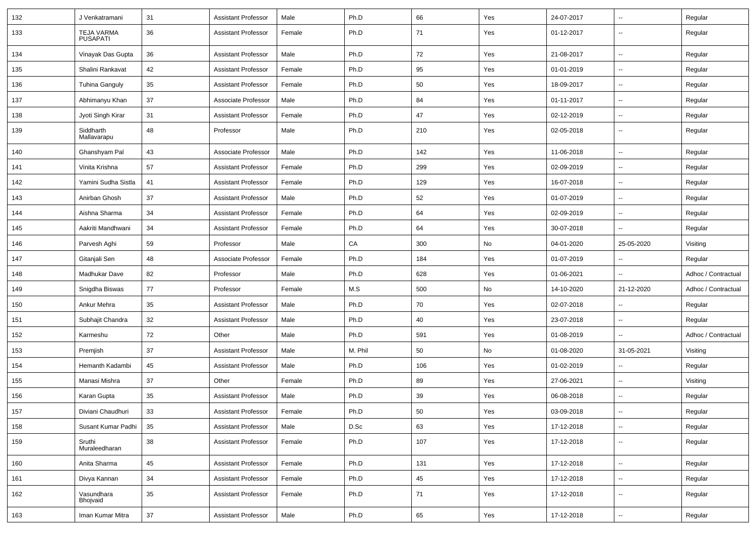| 132 | J Venkatramani | 31 | Assistant Professor | Male | Ph.D | 66 | Yes | 24-07-2017 | -- | Regular |
|---|---|---|---|---|---|---|---|---|---|---|
| 133 | TEJA VARMA PUSAPATI | 36 | Assistant Professor | Female | Ph.D | 71 | Yes | 01-12-2017 | -- | Regular |
| 134 | Vinayak Das Gupta | 36 | Assistant Professor | Male | Ph.D | 72 | Yes | 21-08-2017 | -- | Regular |
| 135 | Shalini Rankavat | 42 | Assistant Professor | Female | Ph.D | 95 | Yes | 01-01-2019 | -- | Regular |
| 136 | Tuhina Ganguly | 35 | Assistant Professor | Female | Ph.D | 50 | Yes | 18-09-2017 | -- | Regular |
| 137 | Abhimanyu Khan | 37 | Associate Professor | Male | Ph.D | 84 | Yes | 01-11-2017 | -- | Regular |
| 138 | Jyoti Singh Kirar | 31 | Assistant Professor | Female | Ph.D | 47 | Yes | 02-12-2019 | -- | Regular |
| 139 | Siddharth Mallavarapu | 48 | Professor | Male | Ph.D | 210 | Yes | 02-05-2018 | -- | Regular |
| 140 | Ghanshyam Pal | 43 | Associate Professor | Male | Ph.D | 142 | Yes | 11-06-2018 | -- | Regular |
| 141 | Vinita Krishna | 57 | Assistant Professor | Female | Ph.D | 299 | Yes | 02-09-2019 | -- | Regular |
| 142 | Yamini Sudha Sistla | 41 | Assistant Professor | Female | Ph.D | 129 | Yes | 16-07-2018 | -- | Regular |
| 143 | Anirban Ghosh | 37 | Assistant Professor | Male | Ph.D | 52 | Yes | 01-07-2019 | -- | Regular |
| 144 | Aishna Sharma | 34 | Assistant Professor | Female | Ph.D | 64 | Yes | 02-09-2019 | -- | Regular |
| 145 | Aakriti Mandhwani | 34 | Assistant Professor | Female | Ph.D | 64 | Yes | 30-07-2018 | -- | Regular |
| 146 | Parvesh Aghi | 59 | Professor | Male | CA | 300 | No | 04-01-2020 | 25-05-2020 | Visiting |
| 147 | Gitanjali Sen | 48 | Associate Professor | Female | Ph.D | 184 | Yes | 01-07-2019 | -- | Regular |
| 148 | Madhukar Dave | 82 | Professor | Male | Ph.D | 628 | Yes | 01-06-2021 | -- | Adhoc / Contractual |
| 149 | Snigdha Biswas | 77 | Professor | Female | M.S | 500 | No | 14-10-2020 | 21-12-2020 | Adhoc / Contractual |
| 150 | Ankur Mehra | 35 | Assistant Professor | Male | Ph.D | 70 | Yes | 02-07-2018 | -- | Regular |
| 151 | Subhajit Chandra | 32 | Assistant Professor | Male | Ph.D | 40 | Yes | 23-07-2018 | -- | Regular |
| 152 | Karmeshu | 72 | Other | Male | Ph.D | 591 | Yes | 01-08-2019 | -- | Adhoc / Contractual |
| 153 | Premjish | 37 | Assistant Professor | Male | M. Phil | 50 | No | 01-08-2020 | 31-05-2021 | Visiting |
| 154 | Hemanth Kadambi | 45 | Assistant Professor | Male | Ph.D | 106 | Yes | 01-02-2019 | -- | Regular |
| 155 | Manasi Mishra | 37 | Other | Female | Ph.D | 89 | Yes | 27-06-2021 | -- | Visiting |
| 156 | Karan Gupta | 35 | Assistant Professor | Male | Ph.D | 39 | Yes | 06-08-2018 | -- | Regular |
| 157 | Diviani Chaudhuri | 33 | Assistant Professor | Female | Ph.D | 50 | Yes | 03-09-2018 | -- | Regular |
| 158 | Susant Kumar Padhi | 35 | Assistant Professor | Male | D.Sc | 63 | Yes | 17-12-2018 | -- | Regular |
| 159 | Sruthi Muraleedharan | 38 | Assistant Professor | Female | Ph.D | 107 | Yes | 17-12-2018 | -- | Regular |
| 160 | Anita Sharma | 45 | Assistant Professor | Female | Ph.D | 131 | Yes | 17-12-2018 | -- | Regular |
| 161 | Divya Kannan | 34 | Assistant Professor | Female | Ph.D | 45 | Yes | 17-12-2018 | -- | Regular |
| 162 | Vasundhara Bhojvaid | 35 | Assistant Professor | Female | Ph.D | 71 | Yes | 17-12-2018 | -- | Regular |
| 163 | Iman Kumar Mitra | 37 | Assistant Professor | Male | Ph.D | 65 | Yes | 17-12-2018 | -- | Regular |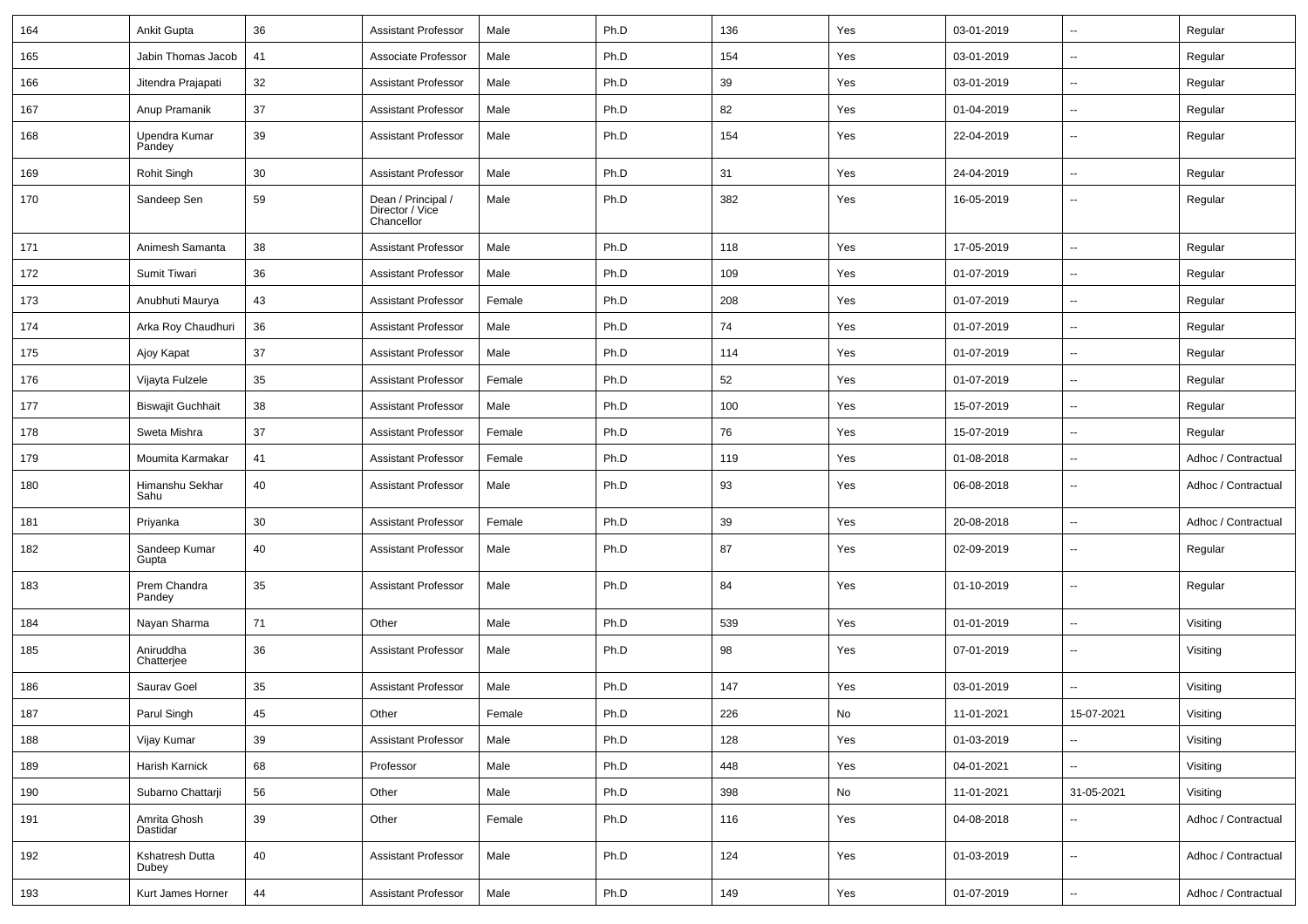| 164 | Ankit Gupta | 36 | Assistant Professor | Male | Ph.D | 136 | Yes | 03-01-2019 | -- | Regular |
|---|---|---|---|---|---|---|---|---|---|---|
| 165 | Jabin Thomas Jacob | 41 | Associate Professor | Male | Ph.D | 154 | Yes | 03-01-2019 | -- | Regular |
| 166 | Jitendra Prajapati | 32 | Assistant Professor | Male | Ph.D | 39 | Yes | 03-01-2019 | -- | Regular |
| 167 | Anup Pramanik | 37 | Assistant Professor | Male | Ph.D | 82 | Yes | 01-04-2019 | -- | Regular |
| 168 | Upendra Kumar Pandey | 39 | Assistant Professor | Male | Ph.D | 154 | Yes | 22-04-2019 | -- | Regular |
| 169 | Rohit Singh | 30 | Assistant Professor | Male | Ph.D | 31 | Yes | 24-04-2019 | -- | Regular |
| 170 | Sandeep Sen | 59 | Dean / Principal / Director / Vice Chancellor | Male | Ph.D | 382 | Yes | 16-05-2019 | -- | Regular |
| 171 | Animesh Samanta | 38 | Assistant Professor | Male | Ph.D | 118 | Yes | 17-05-2019 | -- | Regular |
| 172 | Sumit Tiwari | 36 | Assistant Professor | Male | Ph.D | 109 | Yes | 01-07-2019 | -- | Regular |
| 173 | Anubhuti Maurya | 43 | Assistant Professor | Female | Ph.D | 208 | Yes | 01-07-2019 | -- | Regular |
| 174 | Arka Roy Chaudhuri | 36 | Assistant Professor | Male | Ph.D | 74 | Yes | 01-07-2019 | -- | Regular |
| 175 | Ajoy Kapat | 37 | Assistant Professor | Male | Ph.D | 114 | Yes | 01-07-2019 | -- | Regular |
| 176 | Vijayta Fulzele | 35 | Assistant Professor | Female | Ph.D | 52 | Yes | 01-07-2019 | -- | Regular |
| 177 | Biswajit Guchhait | 38 | Assistant Professor | Male | Ph.D | 100 | Yes | 15-07-2019 | -- | Regular |
| 178 | Sweta Mishra | 37 | Assistant Professor | Female | Ph.D | 76 | Yes | 15-07-2019 | -- | Regular |
| 179 | Moumita Karmakar | 41 | Assistant Professor | Female | Ph.D | 119 | Yes | 01-08-2018 | -- | Adhoc / Contractual |
| 180 | Himanshu Sekhar Sahu | 40 | Assistant Professor | Male | Ph.D | 93 | Yes | 06-08-2018 | -- | Adhoc / Contractual |
| 181 | Priyanka | 30 | Assistant Professor | Female | Ph.D | 39 | Yes | 20-08-2018 | -- | Adhoc / Contractual |
| 182 | Sandeep Kumar Gupta | 40 | Assistant Professor | Male | Ph.D | 87 | Yes | 02-09-2019 | -- | Regular |
| 183 | Prem Chandra Pandey | 35 | Assistant Professor | Male | Ph.D | 84 | Yes | 01-10-2019 | -- | Regular |
| 184 | Nayan Sharma | 71 | Other | Male | Ph.D | 539 | Yes | 01-01-2019 | -- | Visiting |
| 185 | Aniruddha Chatterjee | 36 | Assistant Professor | Male | Ph.D | 98 | Yes | 07-01-2019 | -- | Visiting |
| 186 | Saurav Goel | 35 | Assistant Professor | Male | Ph.D | 147 | Yes | 03-01-2019 | -- | Visiting |
| 187 | Parul Singh | 45 | Other | Female | Ph.D | 226 | No | 11-01-2021 | 15-07-2021 | Visiting |
| 188 | Vijay Kumar | 39 | Assistant Professor | Male | Ph.D | 128 | Yes | 01-03-2019 | -- | Visiting |
| 189 | Harish Karnick | 68 | Professor | Male | Ph.D | 448 | Yes | 04-01-2021 | -- | Visiting |
| 190 | Subarno Chattarji | 56 | Other | Male | Ph.D | 398 | No | 11-01-2021 | 31-05-2021 | Visiting |
| 191 | Amrita Ghosh Dastidar | 39 | Other | Female | Ph.D | 116 | Yes | 04-08-2018 | -- | Adhoc / Contractual |
| 192 | Kshatresh Dutta Dubey | 40 | Assistant Professor | Male | Ph.D | 124 | Yes | 01-03-2019 | -- | Adhoc / Contractual |
| 193 | Kurt James Horner | 44 | Assistant Professor | Male | Ph.D | 149 | Yes | 01-07-2019 | -- | Adhoc / Contractual |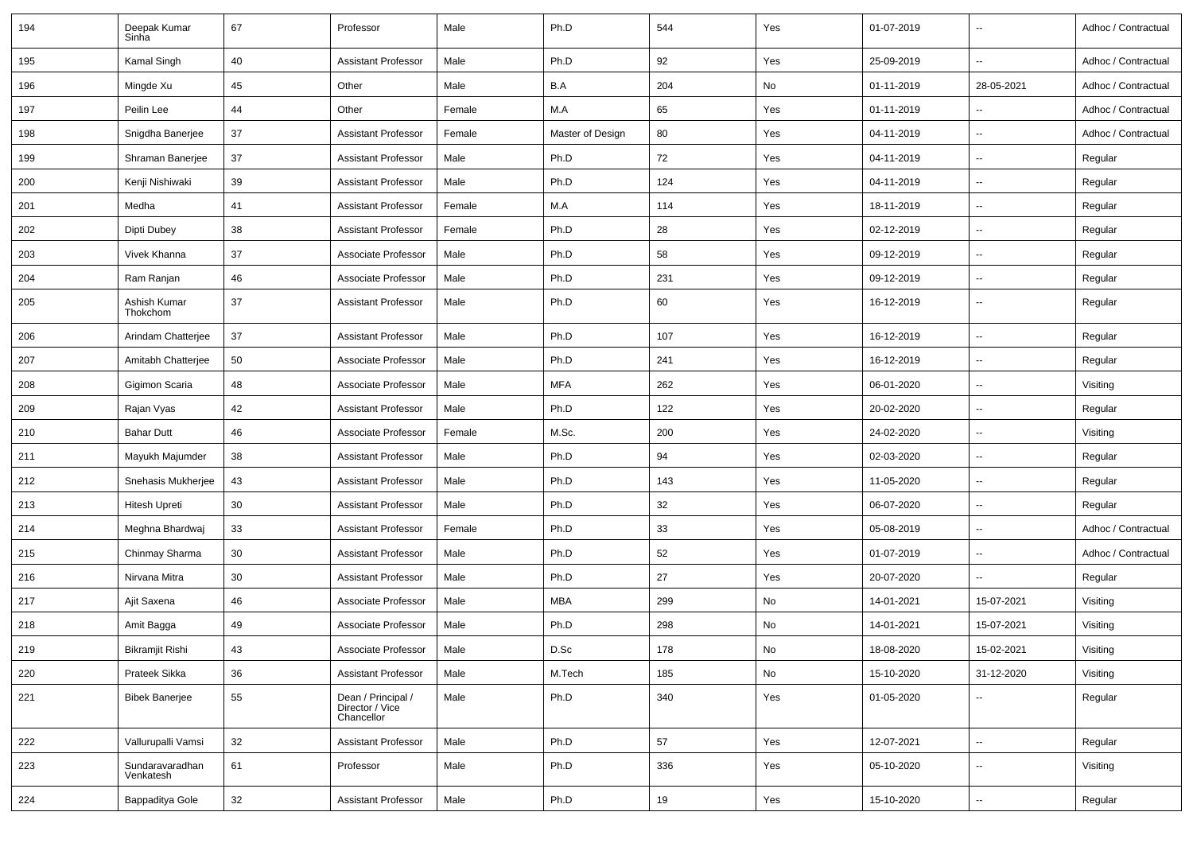| 194 | Deepak Kumar Sinha | 67 | Professor | Male | Ph.D | 544 | Yes | 01-07-2019 | -- | Adhoc / Contractual |
|---|---|---|---|---|---|---|---|---|---|---|
| 195 | Kamal Singh | 40 | Assistant Professor | Male | Ph.D | 92 | Yes | 25-09-2019 | -- | Adhoc / Contractual |
| 196 | Mingde Xu | 45 | Other | Male | B.A | 204 | No | 01-11-2019 | 28-05-2021 | Adhoc / Contractual |
| 197 | Peilin Lee | 44 | Other | Female | M.A | 65 | Yes | 01-11-2019 | -- | Adhoc / Contractual |
| 198 | Snigdha Banerjee | 37 | Assistant Professor | Female | Master of Design | 80 | Yes | 04-11-2019 | -- | Adhoc / Contractual |
| 199 | Shraman Banerjee | 37 | Assistant Professor | Male | Ph.D | 72 | Yes | 04-11-2019 | -- | Regular |
| 200 | Kenji Nishiwaki | 39 | Assistant Professor | Male | Ph.D | 124 | Yes | 04-11-2019 | -- | Regular |
| 201 | Medha | 41 | Assistant Professor | Female | M.A | 114 | Yes | 18-11-2019 | -- | Regular |
| 202 | Dipti Dubey | 38 | Assistant Professor | Female | Ph.D | 28 | Yes | 02-12-2019 | -- | Regular |
| 203 | Vivek Khanna | 37 | Associate Professor | Male | Ph.D | 58 | Yes | 09-12-2019 | -- | Regular |
| 204 | Ram Ranjan | 46 | Associate Professor | Male | Ph.D | 231 | Yes | 09-12-2019 | -- | Regular |
| 205 | Ashish Kumar Thokchom | 37 | Assistant Professor | Male | Ph.D | 60 | Yes | 16-12-2019 | -- | Regular |
| 206 | Arindam Chatterjee | 37 | Assistant Professor | Male | Ph.D | 107 | Yes | 16-12-2019 | -- | Regular |
| 207 | Amitabh Chatterjee | 50 | Associate Professor | Male | Ph.D | 241 | Yes | 16-12-2019 | -- | Regular |
| 208 | Gigimon Scaria | 48 | Associate Professor | Male | MFA | 262 | Yes | 06-01-2020 | -- | Visiting |
| 209 | Rajan Vyas | 42 | Assistant Professor | Male | Ph.D | 122 | Yes | 20-02-2020 | -- | Regular |
| 210 | Bahar Dutt | 46 | Associate Professor | Female | M.Sc. | 200 | Yes | 24-02-2020 | -- | Visiting |
| 211 | Mayukh Majumder | 38 | Assistant Professor | Male | Ph.D | 94 | Yes | 02-03-2020 | -- | Regular |
| 212 | Snehasis Mukherjee | 43 | Assistant Professor | Male | Ph.D | 143 | Yes | 11-05-2020 | -- | Regular |
| 213 | Hitesh Upreti | 30 | Assistant Professor | Male | Ph.D | 32 | Yes | 06-07-2020 | -- | Regular |
| 214 | Meghna Bhardwaj | 33 | Assistant Professor | Female | Ph.D | 33 | Yes | 05-08-2019 | -- | Adhoc / Contractual |
| 215 | Chinmay Sharma | 30 | Assistant Professor | Male | Ph.D | 52 | Yes | 01-07-2019 | -- | Adhoc / Contractual |
| 216 | Nirvana Mitra | 30 | Assistant Professor | Male | Ph.D | 27 | Yes | 20-07-2020 | -- | Regular |
| 217 | Ajit Saxena | 46 | Associate Professor | Male | MBA | 299 | No | 14-01-2021 | 15-07-2021 | Visiting |
| 218 | Amit Bagga | 49 | Associate Professor | Male | Ph.D | 298 | No | 14-01-2021 | 15-07-2021 | Visiting |
| 219 | Bikramjit Rishi | 43 | Associate Professor | Male | D.Sc | 178 | No | 18-08-2020 | 15-02-2021 | Visiting |
| 220 | Prateek Sikka | 36 | Assistant Professor | Male | M.Tech | 185 | No | 15-10-2020 | 31-12-2020 | Visiting |
| 221 | Bibek Banerjee | 55 | Dean / Principal / Director / Vice Chancellor | Male | Ph.D | 340 | Yes | 01-05-2020 | -- | Regular |
| 222 | Vallurupalli Vamsi | 32 | Assistant Professor | Male | Ph.D | 57 | Yes | 12-07-2021 | -- | Regular |
| 223 | Sundaravaradhan Venkatesh | 61 | Professor | Male | Ph.D | 336 | Yes | 05-10-2020 | -- | Visiting |
| 224 | Bappaditya Gole | 32 | Assistant Professor | Male | Ph.D | 19 | Yes | 15-10-2020 | -- | Regular |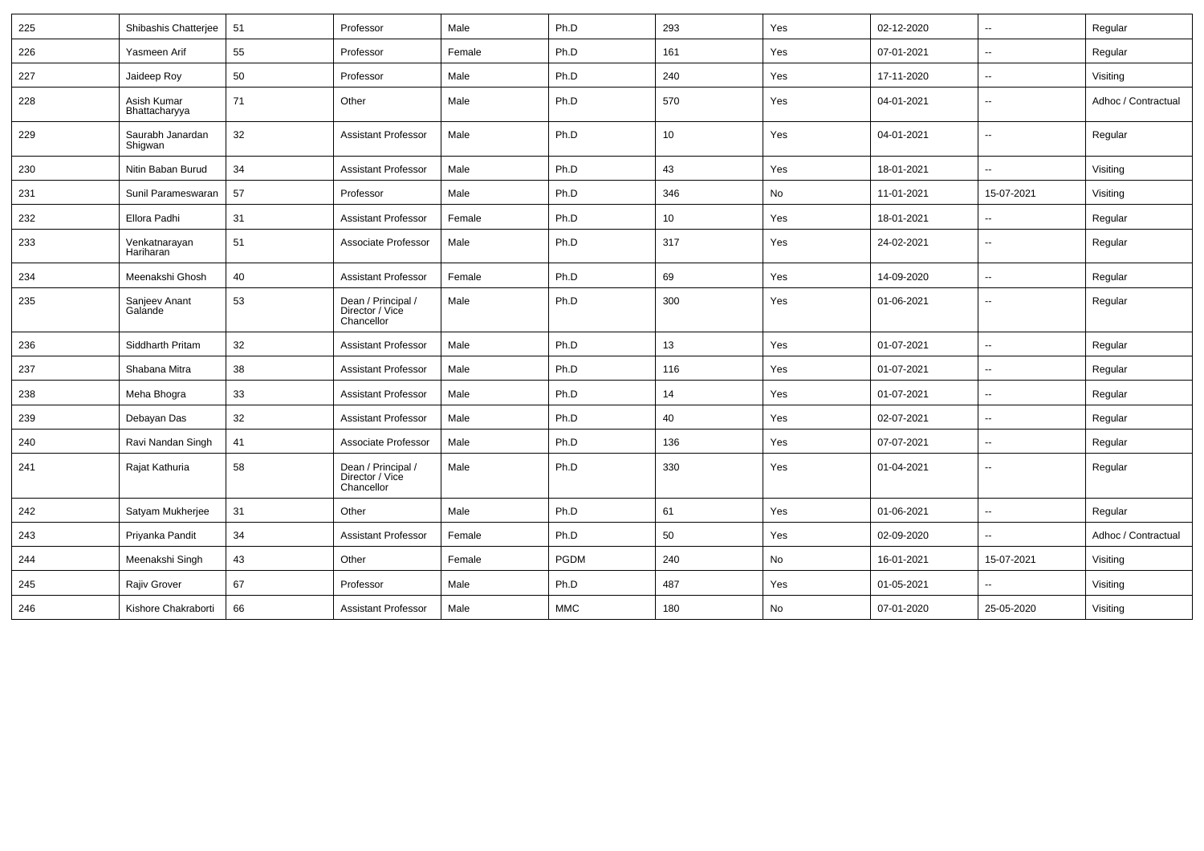| | | | | | | | | | | |
|---|---|---|---|---|---|---|---|---|---|---|
| 225 | Shibashis Chatterjee | 51 | Professor | Male | Ph.D | 293 | Yes | 02-12-2020 | -- | Regular |
| 226 | Yasmeen Arif | 55 | Professor | Female | Ph.D | 161 | Yes | 07-01-2021 | -- | Regular |
| 227 | Jaideep Roy | 50 | Professor | Male | Ph.D | 240 | Yes | 17-11-2020 | -- | Visiting |
| 228 | Asish Kumar Bhattacharyya | 71 | Other | Male | Ph.D | 570 | Yes | 04-01-2021 | -- | Adhoc / Contractual |
| 229 | Saurabh Janardan Shigwan | 32 | Assistant Professor | Male | Ph.D | 10 | Yes | 04-01-2021 | -- | Regular |
| 230 | Nitin Baban Burud | 34 | Assistant Professor | Male | Ph.D | 43 | Yes | 18-01-2021 | -- | Visiting |
| 231 | Sunil Parameswaran | 57 | Professor | Male | Ph.D | 346 | No | 11-01-2021 | 15-07-2021 | Visiting |
| 232 | Ellora Padhi | 31 | Assistant Professor | Female | Ph.D | 10 | Yes | 18-01-2021 | -- | Regular |
| 233 | Venkatnarayan Hariharan | 51 | Associate Professor | Male | Ph.D | 317 | Yes | 24-02-2021 | -- | Regular |
| 234 | Meenakshi Ghosh | 40 | Assistant Professor | Female | Ph.D | 69 | Yes | 14-09-2020 | -- | Regular |
| 235 | Sanjeev Anant Galande | 53 | Dean / Principal / Director / Vice Chancellor | Male | Ph.D | 300 | Yes | 01-06-2021 | -- | Regular |
| 236 | Siddharth Pritam | 32 | Assistant Professor | Male | Ph.D | 13 | Yes | 01-07-2021 | -- | Regular |
| 237 | Shabana Mitra | 38 | Assistant Professor | Male | Ph.D | 116 | Yes | 01-07-2021 | -- | Regular |
| 238 | Meha Bhogra | 33 | Assistant Professor | Male | Ph.D | 14 | Yes | 01-07-2021 | -- | Regular |
| 239 | Debayan Das | 32 | Assistant Professor | Male | Ph.D | 40 | Yes | 02-07-2021 | -- | Regular |
| 240 | Ravi Nandan Singh | 41 | Associate Professor | Male | Ph.D | 136 | Yes | 07-07-2021 | -- | Regular |
| 241 | Rajat Kathuria | 58 | Dean / Principal / Director / Vice Chancellor | Male | Ph.D | 330 | Yes | 01-04-2021 | -- | Regular |
| 242 | Satyam Mukherjee | 31 | Other | Male | Ph.D | 61 | Yes | 01-06-2021 | -- | Regular |
| 243 | Priyanka Pandit | 34 | Assistant Professor | Female | Ph.D | 50 | Yes | 02-09-2020 | -- | Adhoc / Contractual |
| 244 | Meenakshi Singh | 43 | Other | Female | PGDM | 240 | No | 16-01-2021 | 15-07-2021 | Visiting |
| 245 | Rajiv Grover | 67 | Professor | Male | Ph.D | 487 | Yes | 01-05-2021 | -- | Visiting |
| 246 | Kishore Chakraborti | 66 | Assistant Professor | Male | MMC | 180 | No | 07-01-2020 | 25-05-2020 | Visiting |